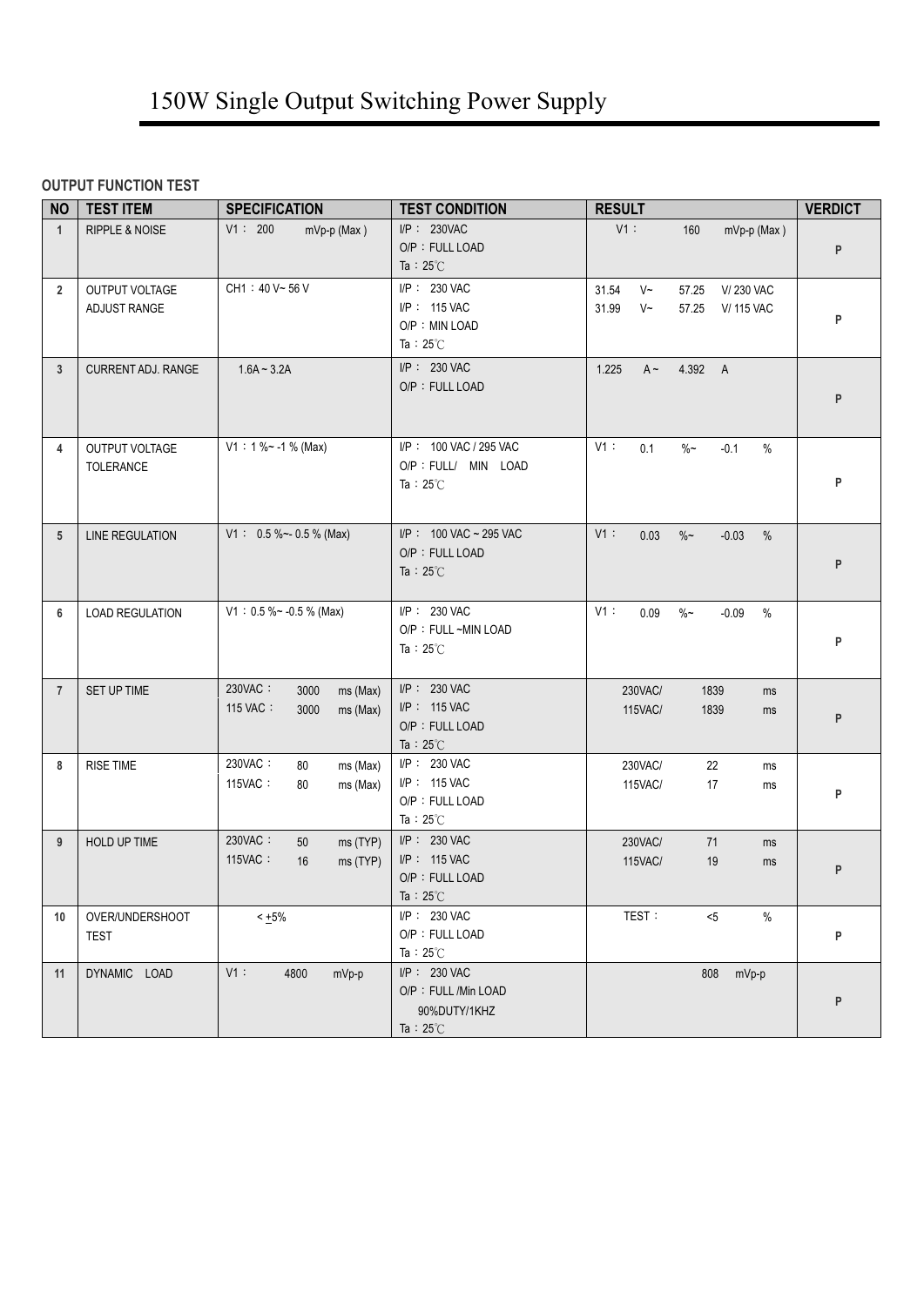# 150W Single Output Switching Power Supply

**OUTPUT FUNCTION TEST**

| NO | TEST ITEM | SPECIFICATION | TEST CONDITION | RESULT | VERDICT |
|---|---|---|---|---|---|
| 1 | RIPPLE & NOISE | V1： 200 mVp-p (Max ) | I/P： 230VAC<br>O/P：FULL LOAD<br>Ta：25℃ | V1： 160 mVp-p (Max ) | P |
| 2 | OUTPUT VOLTAGE ADJUST RANGE | CH1：40 V~ 56 V | I/P： 230 VAC<br>I/P： 115 VAC<br>O/P：MIN LOAD<br>Ta：25℃ | 31.54 V~ 57.25 V/ 230 VAC<br>31.99 V~ 57.25 V/ 115 VAC | P |
| 3 | CURRENT ADJ. RANGE | 1.6A ~ 3.2A | I/P： 230 VAC<br>O/P：FULL LOAD | 1.225 A ~ 4.392 A | P |
| 4 | OUTPUT VOLTAGE TOLERANCE | V1：1 %~ -1 % (Max) | I/P： 100 VAC / 295 VAC<br>O/P：FULL/ MIN LOAD<br>Ta：25℃ | V1： 0.1 %~ -0.1 % | P |
| 5 | LINE REGULATION | V1： 0.5 %~ 0.5 % (Max) | I/P： 100 VAC ~ 295 VAC<br>O/P：FULL LOAD<br>Ta：25℃ | V1： 0.03 %~ -0.03 % | P |
| 6 | LOAD REGULATION | V1：0.5 %~ -0.5 % (Max) | I/P： 230 VAC<br>O/P：FULL ~MIN LOAD<br>Ta：25℃ | V1： 0.09 %~ -0.09 % | P |
| 7 | SET UP TIME | 230VAC： 3000 ms (Max)<br>115 VAC： 3000 ms (Max) | I/P： 230 VAC<br>I/P： 115 VAC<br>O/P：FULL LOAD<br>Ta：25℃ | 230VAC/ 1839 ms<br>115VAC/ 1839 ms | P |
| 8 | RISE TIME | 230VAC： 80 ms (Max)<br>115VAC： 80 ms (Max) | I/P： 230 VAC<br>I/P： 115 VAC<br>O/P：FULL LOAD<br>Ta：25℃ | 230VAC/ 22 ms<br>115VAC/ 17 ms | P |
| 9 | HOLD UP TIME | 230VAC： 50 ms (TYP)<br>115VAC： 16 ms (TYP) | I/P： 230 VAC<br>I/P： 115 VAC<br>O/P：FULL LOAD<br>Ta：25℃ | 230VAC/ 71 ms<br>115VAC/ 19 ms | P |
| 10 | OVER/UNDERSHOOT TEST | < ±5% | I/P： 230 VAC<br>O/P：FULL LOAD<br>Ta：25℃ | TEST： <5 % | P |
| 11 | DYNAMIC LOAD | V1： 4800 mVp-p | I/P： 230 VAC<br>O/P：FULL /Min LOAD<br>90%DUTY/1KHZ<br>Ta：25℃ | 808 mVp-p | P |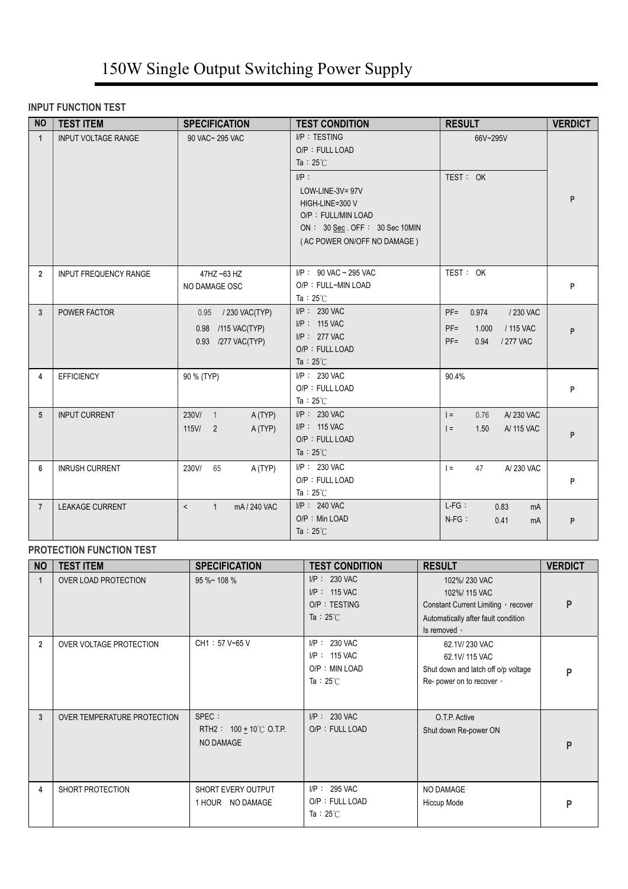# 150W Single Output Switching Power Supply

## INPUT FUNCTION TEST

| NO | TEST ITEM | SPECIFICATION | TEST CONDITION | RESULT | VERDICT |
|---|---|---|---|---|---|
| 1 | INPUT VOLTAGE RANGE | 90 VAC~ 295 VAC | I/P：TESTING<br>O/P：FULL LOAD<br>Ta：25℃ | 66V~295V | P |
| | | | I/P：<br>LOW-LINE-3V= 97V<br>HIGH-LINE=300 V<br>O/P：FULL/MIN LOAD<br>ON： 30 Sec . OFF： 30 Sec 10MIN<br>( AC POWER ON/OFF NO DAMAGE ) | TEST： OK | |
| 2 | INPUT FREQUENCY RANGE | 47HZ ~63 HZ<br>NO DAMAGE OSC | I/P： 90 VAC ~ 295 VAC<br>O/P：FULL~MIN LOAD<br>Ta：25℃ | TEST： OK | P |
| 3 | POWER FACTOR | 0.95 / 230 VAC(TYP)<br>0.98 /115 VAC(TYP)<br>0.93 /277 VAC(TYP) | I/P： 230 VAC<br>I/P： 115 VAC<br>I/P： 277 VAC<br>O/P：FULL LOAD<br>Ta：25℃ | PF= 0.974 / 230 VAC<br>PF= 1.000 / 115 VAC<br>PF= 0.94 / 277 VAC | P |
| 4 | EFFICIENCY | 90 % (TYP) | I/P： 230 VAC<br>O/P：FULL LOAD<br>Ta：25℃ | 90.4% | P |
| 5 | INPUT CURRENT | 230V/ 1 A (TYP)<br>115V/ 2 A (TYP) | I/P： 230 VAC<br>I/P： 115 VAC<br>O/P：FULL LOAD<br>Ta：25℃ | I = 0.76 A/ 230 VAC<br>I = 1.50 A/ 115 VAC | P |
| 6 | INRUSH CURRENT | 230V/ 65 A (TYP) | I/P： 230 VAC<br>O/P：FULL LOAD<br>Ta：25℃ | I = 47 A/ 230 VAC | P |
| 7 | LEAKAGE CURRENT | < 1 mA / 240 VAC | I/P： 240 VAC<br>O/P：Min LOAD<br>Ta：25℃ | L-FG： 0.83 mA<br>N-FG： 0.41 mA | P |

## PROTECTION FUNCTION TEST

| NO | TEST ITEM | SPECIFICATION | TEST CONDITION | RESULT | VERDICT |
|---|---|---|---|---|---|
| 1 | OVER LOAD PROTECTION | 95 %~ 108 % | I/P： 230 VAC<br>I/P： 115 VAC<br>O/P：TESTING<br>Ta：25℃ | 102%/ 230 VAC<br>102%/ 115 VAC<br>Constant Current Limiting，recover Automatically after fault condition Is removed。 | P |
| 2 | OVER VOLTAGE PROTECTION | CH1：57 V~65 V | I/P： 230 VAC<br>I/P： 115 VAC<br>O/P：MIN LOAD<br>Ta：25℃ | 62.1V/ 230 VAC<br>62.1V/ 115 VAC<br>Shut down and latch off o/p voltage Re- power on to recover。 | P |
| 3 | OVER TEMPERATURE PROTECTION | SPEC：<br>RTH2： 100 ± 10℃ O.T.P.<br>NO DAMAGE | I/P： 230 VAC<br>O/P：FULL LOAD | O.T.P. Active<br>Shut down Re-power ON | P |
| 4 | SHORT PROTECTION | SHORT EVERY OUTPUT<br>1 HOUR NO DAMAGE | I/P： 295 VAC<br>O/P：FULL LOAD<br>Ta：25℃ | NO DAMAGE<br>Hiccup Mode | P |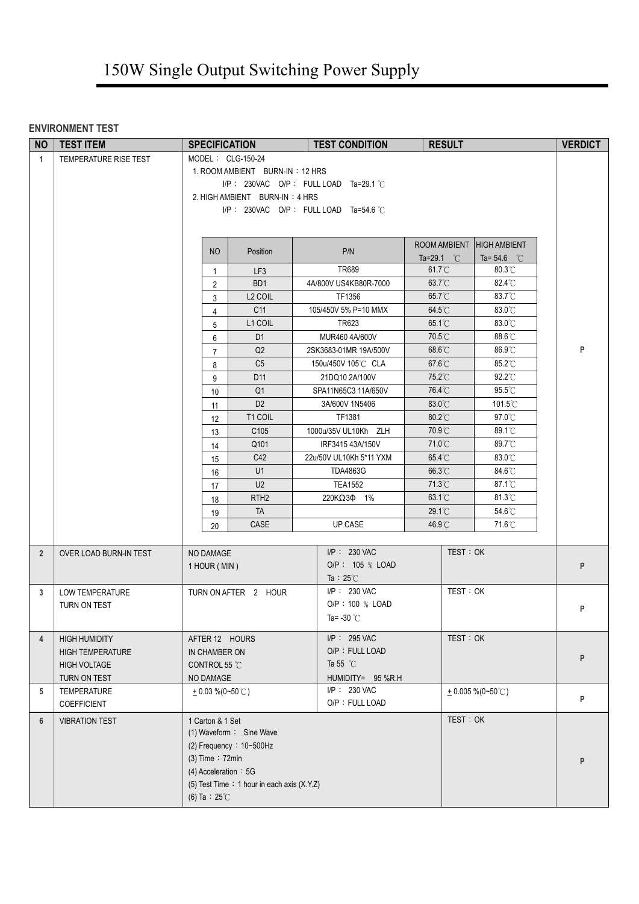# 150W Single Output Switching Power Supply

**ENVIRONMENT TEST**

| NO | TEST ITEM | SPECIFICATION | TEST CONDITION | RESULT | VERDICT |
|---|---|---|---|---|---|
| 1 | TEMPERATURE RISE TEST | MODEL： CLG-150-24<br>1. ROOM AMBIENT BURN-IN：12 HRS<br>I/P： 230VAC O/P： FULL LOAD Ta=29.1 ℃<br>2. HIGH AMBIENT BURN-IN：4 HRS<br>I/P： 230VAC O/P： FULL LOAD Ta=54.6 ℃ (see table below) | | | P |
| 2 | OVER LOAD BURN-IN TEST | NO DAMAGE<br>1 HOUR ( MIN ) | I/P： 230 VAC<br>O/P： 105 ％ LOAD<br>Ta：25℃ | TEST：OK | P |
| 3 | LOW TEMPERATURE TURN ON TEST | TURN ON AFTER 2 HOUR | I/P： 230 VAC<br>O/P：100 ％ LOAD<br>Ta= -30 ℃ | TEST：OK | P |
| 4 | HIGH HUMIDITY HIGH TEMPERATURE HIGH VOLTAGE TURN ON TEST | AFTER 12 HOURS IN CHAMBER ON CONTROL 55 ℃ NO DAMAGE | I/P： 295 VAC<br>O/P：FULL LOAD<br>Ta 55 ℃<br>HUMIDITY= 95 %R.H | TEST：OK | P |
| 5 | TEMPERATURE COEFFICIENT | ± 0.03 %(0~50℃) | I/P： 230 VAC<br>O/P：FULL LOAD | ± 0.005 %(0~50℃) | P |
| 6 | VIBRATION TEST | 1 Carton & 1 Set<br>(1) Waveform： Sine Wave<br>(2) Frequency：10~500Hz<br>(3) Time：72min<br>(4) Acceleration：5G<br>(5) Test Time：1 hour in each axis (X.Y.Z)<br>(6) Ta：25℃ | | TEST：OK | P |

Temperature rise test results:

| NO | Position | P/N | ROOM AMBIENT Ta=29.1 ℃ | HIGH AMBIENT Ta= 54.6 ℃ |
|---|---|---|---|---|
| 1 | LF3 | TR689 | 61.7℃ | 80.3℃ |
| 2 | BD1 | 4A/800V US4KB80R-7000 | 63.7℃ | 82.4℃ |
| 3 | L2 COIL | TF1356 | 65.7℃ | 83.7℃ |
| 4 | C11 | 105/450V 5% P=10 MMX | 64.5℃ | 83.0℃ |
| 5 | L1 COIL | TR623 | 65.1℃ | 83.0℃ |
| 6 | D1 | MUR460 4A/600V | 70.5℃ | 88.6℃ |
| 7 | Q2 | 2SK3683-01MR 19A/500V | 68.6℃ | 86.9℃ |
| 8 | C5 | 150u/450V 105℃ CLA | 67.6℃ | 85.2℃ |
| 9 | D11 | 21DQ10 2A/100V | 75.2℃ | 92.2℃ |
| 10 | Q1 | SPA11N65C3 11A/650V | 76.4℃ | 95.5℃ |
| 11 | D2 | 3A/600V 1N5406 | 83.0℃ | 101.5℃ |
| 12 | T1 COIL | TF1381 | 80.2℃ | 97.0℃ |
| 13 | C105 | 1000u/35V UL10Kh ZLH | 70.9℃ | 89.1℃ |
| 14 | Q101 | IRF3415 43A/150V | 71.0℃ | 89.7℃ |
| 15 | C42 | 22u/50V UL10Kh 5*11 YXM | 65.4℃ | 83.0℃ |
| 16 | U1 | TDA4863G | 66.3℃ | 84.6℃ |
| 17 | U2 | TEA1552 | 71.3℃ | 87.1℃ |
| 18 | RTH2 | 220KΩ3Φ 1% | 63.1℃ | 81.3℃ |
| 19 | TA | | 29.1℃ | 54.6℃ |
| 20 | CASE | UP CASE | 46.9℃ | 71.6℃ |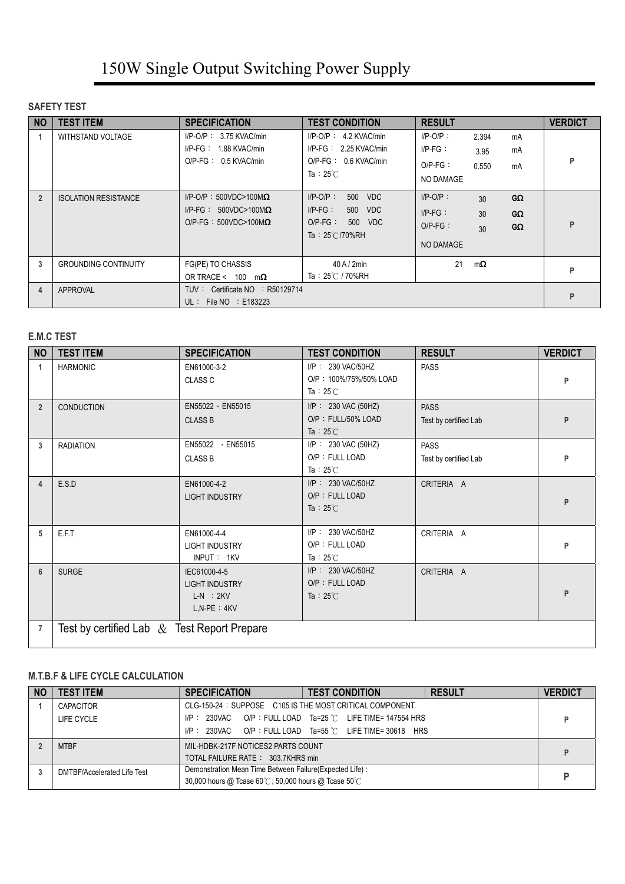# 150W Single Output Switching Power Supply

**SAFETY TEST**

| NO | TEST ITEM | SPECIFICATION | TEST CONDITION | RESULT | VERDICT |
|---|---|---|---|---|---|
| 1 | WITHSTAND VOLTAGE | I/P-O/P： 3.75 KVAC/min<br>I/P-FG： 1.88 KVAC/min<br>O/P-FG： 0.5 KVAC/min | I/P-O/P： 4.2 KVAC/min<br>I/P-FG： 2.25 KVAC/min<br>O/P-FG： 0.6 KVAC/min<br>Ta：25℃ | I/P-O/P： 2.394 mA<br>I/P-FG： 3.95 mA<br>O/P-FG： 0.550 mA<br>NO DAMAGE | P |
| 2 | ISOLATION RESISTANCE | I/P-O/P：500VDC>100MΩ<br>I/P-FG： 500VDC>100MΩ<br>O/P-FG：500VDC>100MΩ | I/P-O/P： 500 VDC<br>I/P-FG： 500 VDC<br>O/P-FG： 500 VDC<br>Ta：25℃/70%RH | I/P-O/P： 30 GΩ<br>I/P-FG： 30 GΩ<br>O/P-FG： 30 GΩ<br>NO DAMAGE | P |
| 3 | GROUNDING CONTINUITY | FG(PE) TO CHASSIS<br>OR TRACE < 100 mΩ | 40 A / 2min<br>Ta：25℃ / 70%RH | 21 mΩ | P |
| 4 | APPROVAL | TUV： Certificate NO ：R50129714<br>UL： File NO ：E183223 | | | P |

**E.M.C TEST**

| NO | TEST ITEM | SPECIFICATION | TEST CONDITION | RESULT | VERDICT |
|---|---|---|---|---|---|
| 1 | HARMONIC | EN61000-3-2<br>CLASS C | I/P： 230 VAC/50HZ<br>O/P：100%/75%/50% LOAD<br>Ta：25℃ | PASS | P |
| 2 | CONDUCTION | EN55022、EN55015<br>CLASS B | I/P： 230 VAC (50HZ)<br>O/P：FULL/50% LOAD<br>Ta：25℃ | PASS<br>Test by certified Lab | P |
| 3 | RADIATION | EN55022 、EN55015<br>CLASS B | I/P： 230 VAC (50HZ)<br>O/P：FULL LOAD<br>Ta：25℃ | PASS<br>Test by certified Lab | P |
| 4 | E.S.D | EN61000-4-2<br>LIGHT INDUSTRY | I/P： 230 VAC/50HZ<br>O/P：FULL LOAD<br>Ta：25℃ | CRITERIA A | P |
| 5 | E.F.T | EN61000-4-4<br>LIGHT INDUSTRY<br>INPUT： 1KV | I/P： 230 VAC/50HZ<br>O/P：FULL LOAD<br>Ta：25℃ | CRITERIA A | P |
| 6 | SURGE | IEC61000-4-5<br>LIGHT INDUSTRY<br>L-N ：2KV<br>L,N-PE：4KV | I/P： 230 VAC/50HZ<br>O/P：FULL LOAD<br>Ta：25℃ | CRITERIA A | P |
| 7 | Test by certified Lab ＆ Test Report Prepare | | | | |

**M.T.B.F & LIFE CYCLE CALCULATION**

| NO | TEST ITEM | SPECIFICATION | TEST CONDITION | RESULT | VERDICT |
|---|---|---|---|---|---|
| 1 | CAPACITOR LIFE CYCLE | CLG-150-24：SUPPOSE C105 IS THE MOST CRITICAL COMPONENT<br>I/P： 230VAC O/P：FULL LOAD Ta=25 ℃ LIFE TIME= 147554 HRS<br>I/P： 230VAC O/P：FULL LOAD Ta=55 ℃ LIFE TIME= 30618 HRS | | | P |
| 2 | MTBF | MIL-HDBK-217F NOTICES2 PARTS COUNT<br>TOTAL FAILURE RATE： 303.7KHRS min | | | P |
| 3 | DMTBF/Accelerated Life Test | Demonstration Mean Time Between Failure(Expected Life) :<br>30,000 hours @ Tcase 60℃; 50,000 hours @ Tcase 50℃ | | | P |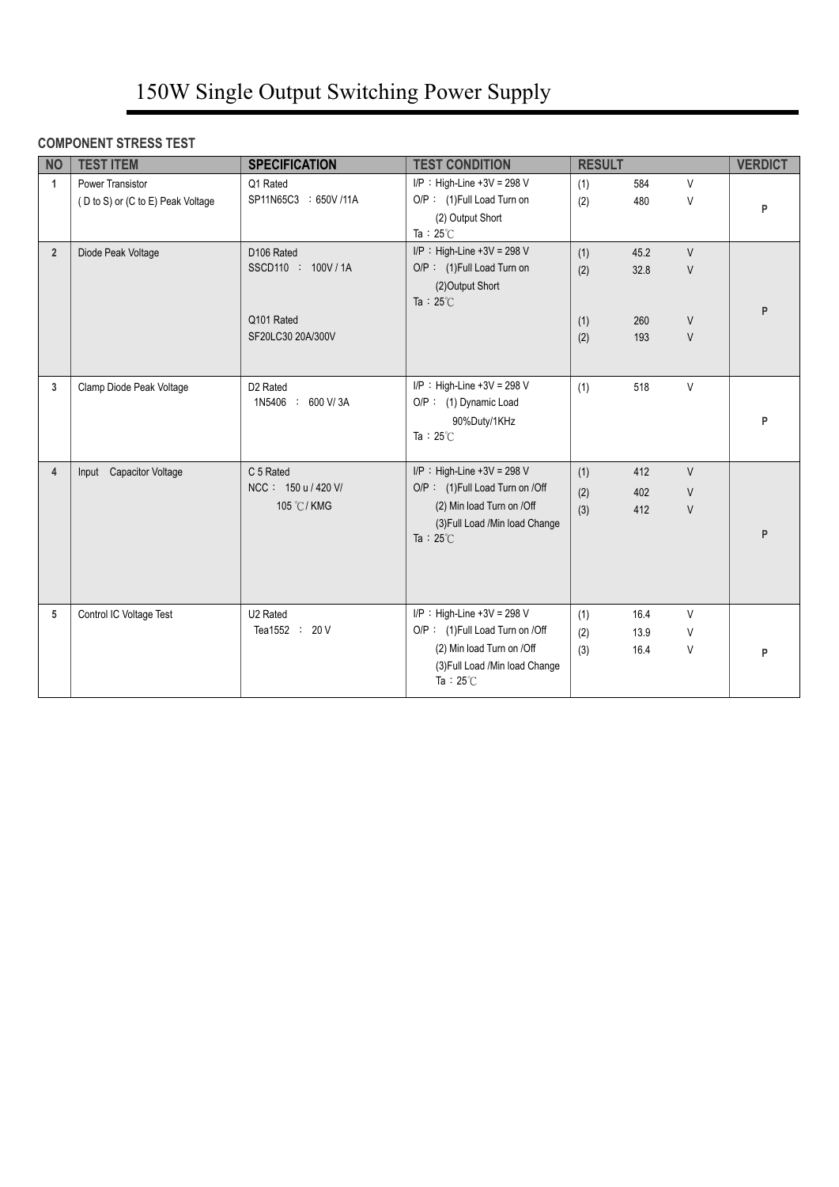# 150W Single Output Switching Power Supply

**COMPONENT STRESS TEST**

| NO | TEST ITEM | SPECIFICATION | TEST CONDITION | RESULT | | | VERDICT |
|---|---|---|---|---|---|---|---|
| 1 | Power Transistor<br>( D to S) or (C to E) Peak Voltage | Q1 Rated<br>SP11N65C3 ：650V /11A | I/P ：High-Line +3V = 298 V<br>O/P ： (1)Full Load Turn on<br>(2) Output Short<br>Ta ：25℃ | (1)<br>(2) | 584<br>480 | V<br>V | P |
| 2 | Diode Peak Voltage | D106 Rated<br>SSCD110 ： 100V / 1A<br><br>Q101 Rated<br>SF20LC30 20A/300V | I/P ：High-Line +3V = 298 V<br>O/P ： (1)Full Load Turn on<br>(2)Output Short<br>Ta ：25℃ | (1)<br>(2)<br><br>(1)<br>(2) | 45.2<br>32.8<br><br>260<br>193 | V<br>V<br><br>V<br>V | P |
| 3 | Clamp Diode Peak Voltage | D2 Rated<br>1N5406 ： 600 V/ 3A | I/P ：High-Line +3V = 298 V<br>O/P ： (1) Dynamic Load<br>90%Duty/1KHz<br>Ta ：25℃ | (1) | 518 | V | P |
| 4 | Input Capacitor Voltage | C 5 Rated<br>NCC： 150 u / 420 V/<br>105 ℃/ KMG | I/P ：High-Line +3V = 298 V<br>O/P ： (1)Full Load Turn on /Off<br>(2) Min load Turn on /Off<br>(3)Full Load /Min load Change<br>Ta ：25℃ | (1)<br>(2)<br>(3) | 412<br>402<br>412 | V<br>V<br>V | P |
| 5 | Control IC Voltage Test | U2 Rated<br>Tea1552 ： 20 V | I/P ：High-Line +3V = 298 V<br>O/P ： (1)Full Load Turn on /Off<br>(2) Min load Turn on /Off<br>(3)Full Load /Min load Change<br>Ta ：25℃ | (1)<br>(2)<br>(3) | 16.4<br>13.9<br>16.4 | V<br>V<br>V | P |